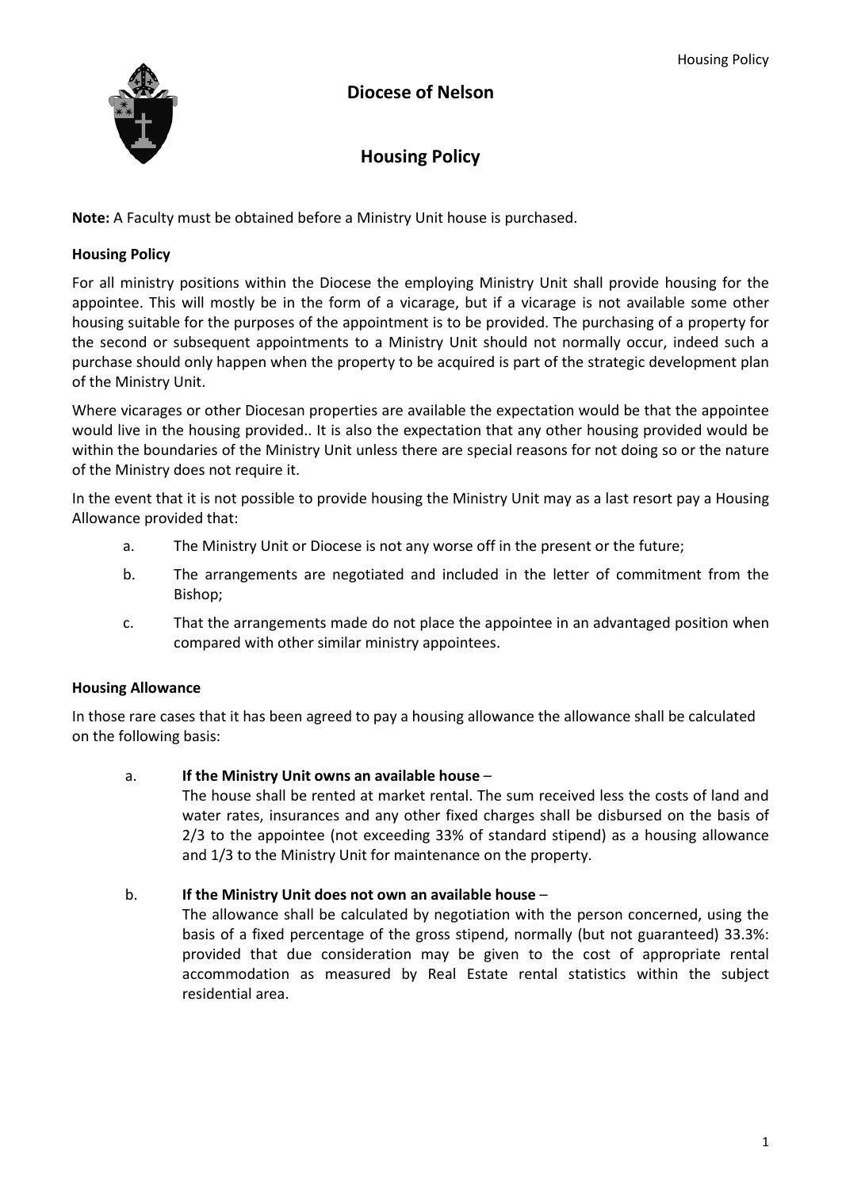# Diocese of Nelson

## Housing Policy

**Note:** A Faculty must be obtained before a Ministry Unit house is purchased.

### Housing Policy

For all ministry positions within the Diocese the employing Ministry Unit shall provide housing for the appointee. This will mostly be in the form of a vicarage, but if a vicarage is not available some other housing suitable for the purposes of the appointment is to be provided. The purchasing of a property for the second or subsequent appointments to a Ministry Unit should not normally occur, indeed such a purchase should only happen when the property to be acquired is part of the strategic development plan of the Ministry Unit.

Where vicarages or other Diocesan properties are available the expectation would be that the appointee would live in the housing provided.. It is also the expectation that any other housing provided would be within the boundaries of the Ministry Unit unless there are special reasons for not doing so or the nature of the Ministry does not require it.

In the event that it is not possible to provide housing the Ministry Unit may as a last resort pay a Housing Allowance provided that:

a. The Ministry Unit or Diocese is not any worse off in the present or the future;

b. The arrangements are negotiated and included in the letter of commitment from the Bishop;

c. That the arrangements made do not place the appointee in an advantaged position when compared with other similar ministry appointees.

### Housing Allowance

In those rare cases that it has been agreed to pay a housing allowance the allowance shall be calculated on the following basis:

a. **If the Ministry Unit owns an available house** –
The house shall be rented at market rental. The sum received less the costs of land and water rates, insurances and any other fixed charges shall be disbursed on the basis of 2/3 to the appointee (not exceeding 33% of standard stipend) as a housing allowance and 1/3 to the Ministry Unit for maintenance on the property.

b. **If the Ministry Unit does not own an available house** –
The allowance shall be calculated by negotiation with the person concerned, using the basis of a fixed percentage of the gross stipend, normally (but not guaranteed) 33.3%: provided that due consideration may be given to the cost of appropriate rental accommodation as measured by Real Estate rental statistics within the subject residential area.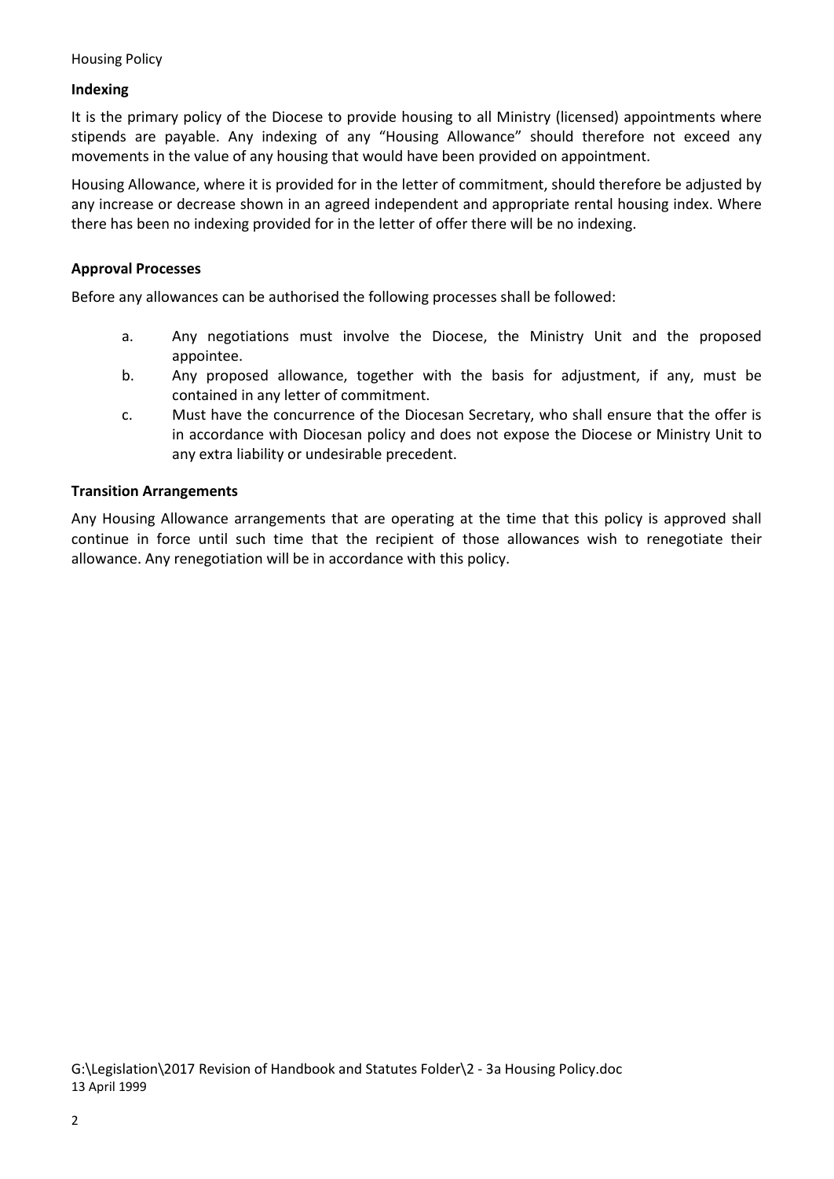## Indexing

It is the primary policy of the Diocese to provide housing to all Ministry (licensed) appointments where stipends are payable. Any indexing of any "Housing Allowance" should therefore not exceed any movements in the value of any housing that would have been provided on appointment.

Housing Allowance, where it is provided for in the letter of commitment, should therefore be adjusted by any increase or decrease shown in an agreed independent and appropriate rental housing index. Where there has been no indexing provided for in the letter of offer there will be no indexing.

## Approval Processes

Before any allowances can be authorised the following processes shall be followed:

a. Any negotiations must involve the Diocese, the Ministry Unit and the proposed appointee.

b. Any proposed allowance, together with the basis for adjustment, if any, must be contained in any letter of commitment.

c. Must have the concurrence of the Diocesan Secretary, who shall ensure that the offer is in accordance with Diocesan policy and does not expose the Diocese or Ministry Unit to any extra liability or undesirable precedent.

## Transition Arrangements

Any Housing Allowance arrangements that are operating at the time that this policy is approved shall continue in force until such time that the recipient of those allowances wish to renegotiate their allowance. Any renegotiation will be in accordance with this policy.

G:\Legislation\2017 Revision of Handbook and Statutes Folder\2 - 3a Housing Policy.doc
13 April 1999